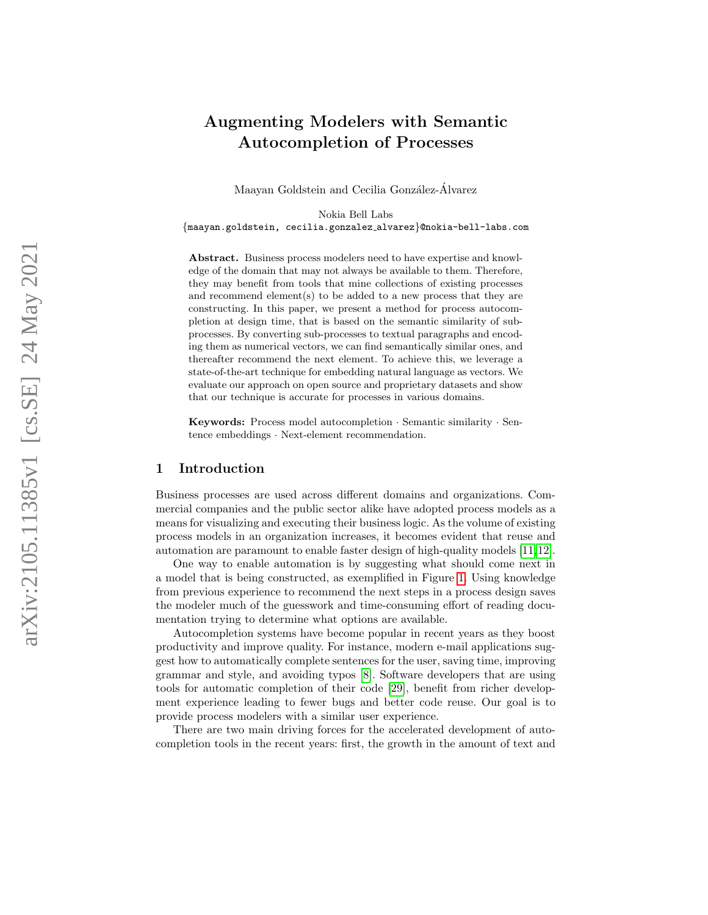# Augmenting Modelers with Semantic Autocompletion of Processes

Maayan Goldstein and Cecilia González-Álvarez

Nokia Bell Labs
{maayan.goldstein, cecilia.gonzalez_alvarez}@nokia-bell-labs.com

**Abstract.** Business process modelers need to have expertise and knowledge of the domain that may not always be available to them. Therefore, they may benefit from tools that mine collections of existing processes and recommend element(s) to be added to a new process that they are constructing. In this paper, we present a method for process autocompletion at design time, that is based on the semantic similarity of sub-processes. By converting sub-processes to textual paragraphs and encoding them as numerical vectors, we can find semantically similar ones, and thereafter recommend the next element. To achieve this, we leverage a state-of-the-art technique for embedding natural language as vectors. We evaluate our approach on open source and proprietary datasets and show that our technique is accurate for processes in various domains.

**Keywords:** Process model autocompletion · Semantic similarity · Sentence embeddings · Next-element recommendation.

## 1 Introduction

Business processes are used across different domains and organizations. Commercial companies and the public sector alike have adopted process models as a means for visualizing and executing their business logic. As the volume of existing process models in an organization increases, it becomes evident that reuse and automation are paramount to enable faster design of high-quality models [11,12].

One way to enable automation is by suggesting what should come next in a model that is being constructed, as exemplified in Figure 1. Using knowledge from previous experience to recommend the next steps in a process design saves the modeler much of the guesswork and time-consuming effort of reading documentation trying to determine what options are available.

Autocompletion systems have become popular in recent years as they boost productivity and improve quality. For instance, modern e-mail applications suggest how to automatically complete sentences for the user, saving time, improving grammar and style, and avoiding typos [8]. Software developers that are using tools for automatic completion of their code [29], benefit from richer development experience leading to fewer bugs and better code reuse. Our goal is to provide process modelers with a similar user experience.

There are two main driving forces for the accelerated development of autocompletion tools in the recent years: first, the growth in the amount of text and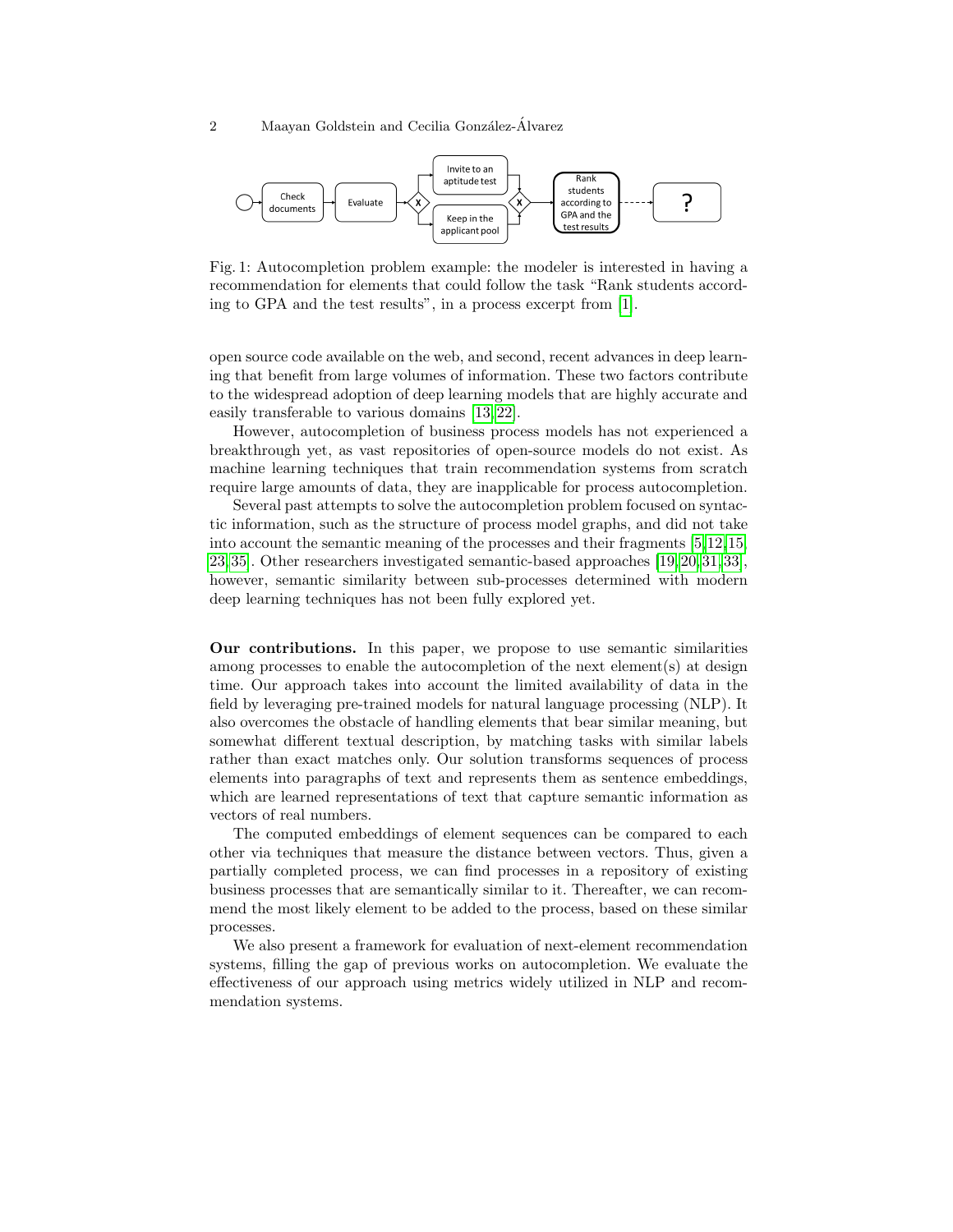Fig. 1: Autocompletion problem example: the modeler is interested in having a recommendation for elements that could follow the task "Rank students according to GPA and the test results", in a process excerpt from [1].

open source code available on the web, and second, recent advances in deep learning that benefit from large volumes of information. These two factors contribute to the widespread adoption of deep learning models that are highly accurate and easily transferable to various domains [13,22].

However, autocompletion of business process models has not experienced a breakthrough yet, as vast repositories of open-source models do not exist. As machine learning techniques that train recommendation systems from scratch require large amounts of data, they are inapplicable for process autocompletion.

Several past attempts to solve the autocompletion problem focused on syntactic information, such as the structure of process model graphs, and did not take into account the semantic meaning of the processes and their fragments [5,12,15,23,35]. Other researchers investigated semantic-based approaches [19,20,31,33], however, semantic similarity between sub-processes determined with modern deep learning techniques has not been fully explored yet.

**Our contributions.** In this paper, we propose to use semantic similarities among processes to enable the autocompletion of the next element(s) at design time. Our approach takes into account the limited availability of data in the field by leveraging pre-trained models for natural language processing (NLP). It also overcomes the obstacle of handling elements that bear similar meaning, but somewhat different textual description, by matching tasks with similar labels rather than exact matches only. Our solution transforms sequences of process elements into paragraphs of text and represents them as sentence embeddings, which are learned representations of text that capture semantic information as vectors of real numbers.

The computed embeddings of element sequences can be compared to each other via techniques that measure the distance between vectors. Thus, given a partially completed process, we can find processes in a repository of existing business processes that are semantically similar to it. Thereafter, we can recommend the most likely element to be added to the process, based on these similar processes.

We also present a framework for evaluation of next-element recommendation systems, filling the gap of previous works on autocompletion. We evaluate the effectiveness of our approach using metrics widely utilized in NLP and recommendation systems.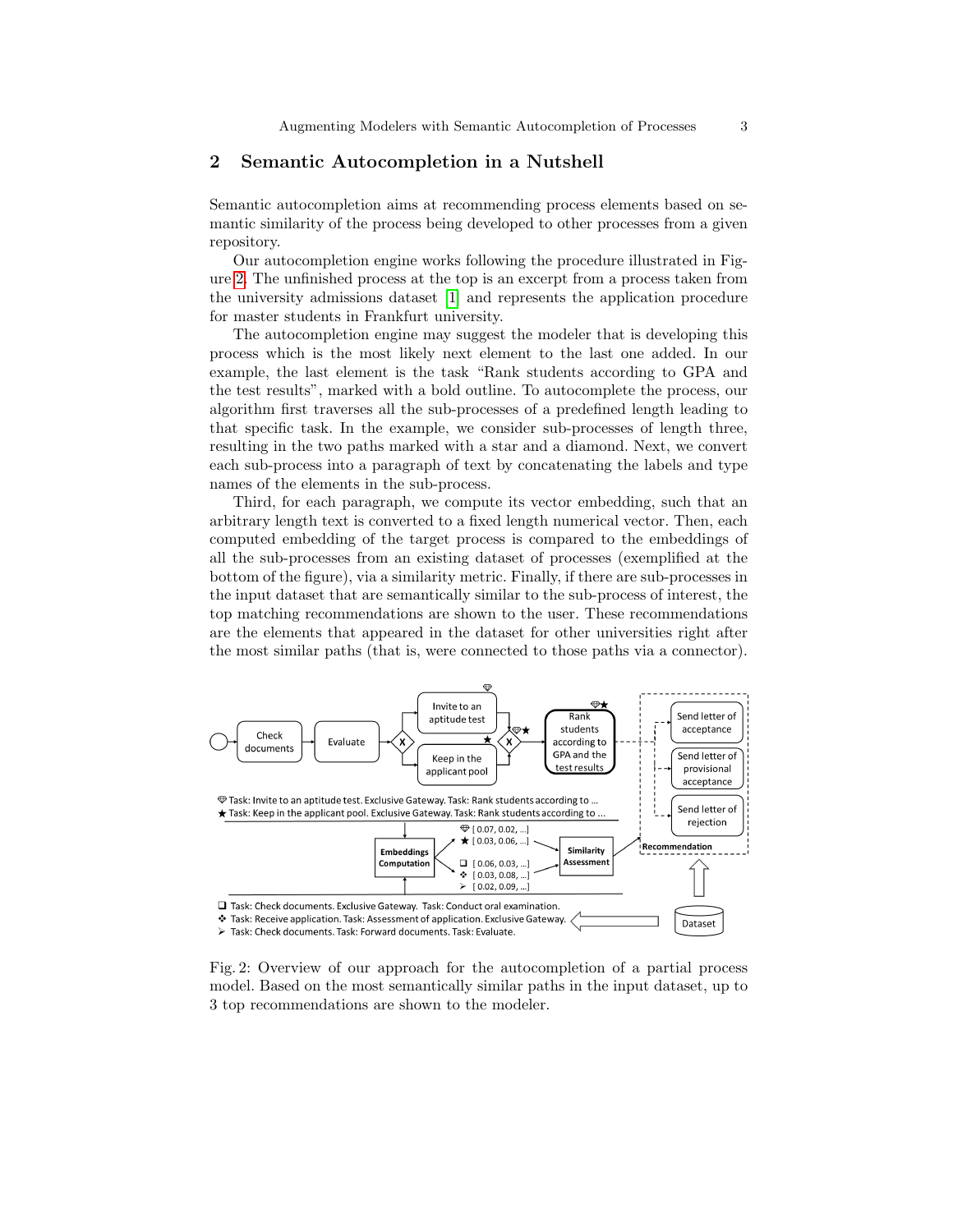## 2 Semantic Autocompletion in a Nutshell

Semantic autocompletion aims at recommending process elements based on semantic similarity of the process being developed to other processes from a given repository.

Our autocompletion engine works following the procedure illustrated in Figure 2. The unfinished process at the top is an excerpt from a process taken from the university admissions dataset [1] and represents the application procedure for master students in Frankfurt university.

The autocompletion engine may suggest the modeler that is developing this process which is the most likely next element to the last one added. In our example, the last element is the task "Rank students according to GPA and the test results", marked with a bold outline. To autocomplete the process, our algorithm first traverses all the sub-processes of a predefined length leading to that specific task. In the example, we consider sub-processes of length three, resulting in the two paths marked with a star and a diamond. Next, we convert each sub-process into a paragraph of text by concatenating the labels and type names of the elements in the sub-process.

Third, for each paragraph, we compute its vector embedding, such that an arbitrary length text is converted to a fixed length numerical vector. Then, each computed embedding of the target process is compared to the embeddings of all the sub-processes from an existing dataset of processes (exemplified at the bottom of the figure), via a similarity metric. Finally, if there are sub-processes in the input dataset that are semantically similar to the sub-process of interest, the top matching recommendations are shown to the user. These recommendations are the elements that appeared in the dataset for other universities right after the most similar paths (that is, were connected to those paths via a connector).

Fig. 2: Overview of our approach for the autocompletion of a partial process model. Based on the most semantically similar paths in the input dataset, up to 3 top recommendations are shown to the modeler.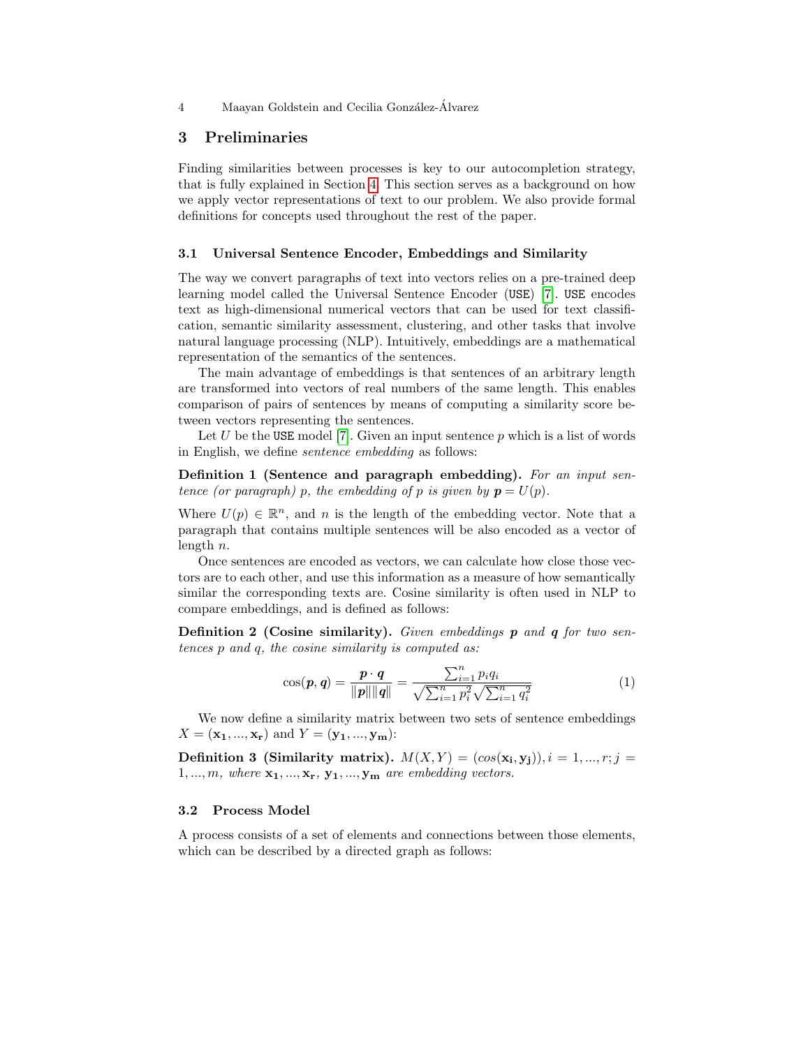## 3 Preliminaries

Finding similarities between processes is key to our autocompletion strategy, that is fully explained in Section 4. This section serves as a background on how we apply vector representations of text to our problem. We also provide formal definitions for concepts used throughout the rest of the paper.

### 3.1 Universal Sentence Encoder, Embeddings and Similarity

The way we convert paragraphs of text into vectors relies on a pre-trained deep learning model called the Universal Sentence Encoder (`USE`) [7]. `USE` encodes text as high-dimensional numerical vectors that can be used for text classification, semantic similarity assessment, clustering, and other tasks that involve natural language processing (NLP). Intuitively, embeddings are a mathematical representation of the semantics of the sentences.

The main advantage of embeddings is that sentences of an arbitrary length are transformed into vectors of real numbers of the same length. This enables comparison of pairs of sentences by means of computing a similarity score between vectors representing the sentences.

Let $U$ be the `USE` model [7]. Given an input sentence $p$ which is a list of words in English, we define *sentence embedding* as follows:

**Definition 1 (Sentence and paragraph embedding).** *For an input sentence (or paragraph) $p$, the embedding of $p$ is given by $\boldsymbol{p} = U(p)$.*

Where $U(p) \in \mathbb{R}^n$, and $n$ is the length of the embedding vector. Note that a paragraph that contains multiple sentences will be also encoded as a vector of length $n$.

Once sentences are encoded as vectors, we can calculate how close those vectors are to each other, and use this information as a measure of how semantically similar the corresponding texts are. Cosine similarity is often used in NLP to compare embeddings, and is defined as follows:

**Definition 2 (Cosine similarity).** *Given embeddings $\boldsymbol{p}$ and $\boldsymbol{q}$ for two sentences $p$ and $q$, the cosine similarity is computed as:*

$$\cos(\boldsymbol{p}, \boldsymbol{q}) = \frac{\boldsymbol{p} \cdot \boldsymbol{q}}{\|\boldsymbol{p}\| \|\boldsymbol{q}\|} = \frac{\sum_{i=1}^{n} p_i q_i}{\sqrt{\sum_{i=1}^{n} p_i^2} \sqrt{\sum_{i=1}^{n} q_i^2}} \tag{1}$$

We now define a similarity matrix between two sets of sentence embeddings $X = (\mathbf{x_1}, ..., \mathbf{x_r})$ and $Y = (\mathbf{y_1}, ..., \mathbf{y_m})$:

**Definition 3 (Similarity matrix).** $M(X, Y) = (cos(\mathbf{x_i}, \mathbf{y_j})), i = 1, ..., r; j = 1, ..., m$*, where* $\mathbf{x_1}, ..., \mathbf{x_r}$*,* $\mathbf{y_1}, ..., \mathbf{y_m}$ *are embedding vectors.*

### 3.2 Process Model

A process consists of a set of elements and connections between those elements, which can be described by a directed graph as follows: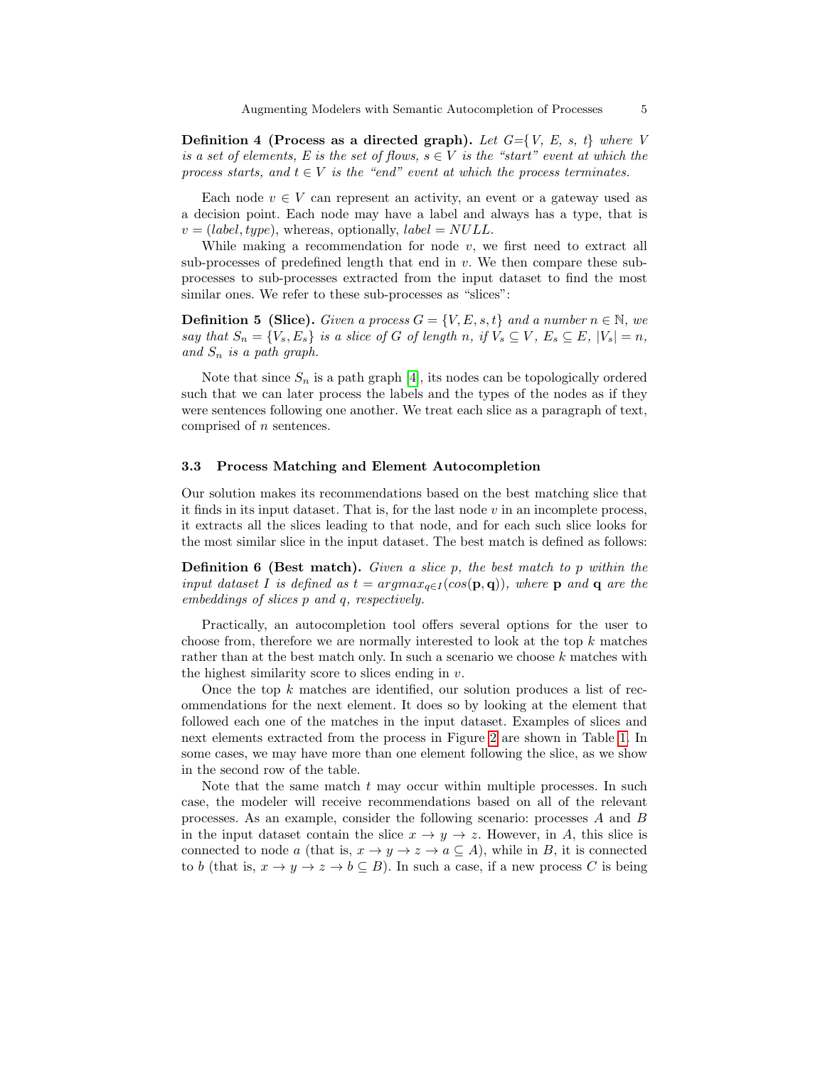**Definition 4 (Process as a directed graph).** *Let $G=\{V, E, s, t\}$ where $V$ is a set of elements, $E$ is the set of flows, $s \in V$ is the "start" event at which the process starts, and $t \in V$ is the "end" event at which the process terminates.*

Each node $v \in V$ can represent an activity, an event or a gateway used as a decision point. Each node may have a label and always has a type, that is $v = (label, type)$, whereas, optionally, $label = NULL$.

While making a recommendation for node $v$, we first need to extract all sub-processes of predefined length that end in $v$. We then compare these sub-processes to sub-processes extracted from the input dataset to find the most similar ones. We refer to these sub-processes as "slices":

**Definition 5 (Slice).** *Given a process $G = \{V, E, s, t\}$ and a number $n \in \mathbb{N}$, we say that $S_n = \{V_s, E_s\}$ is a slice of $G$ of length $n$, if $V_s \subseteq V$, $E_s \subseteq E$, $|V_s| = n$, and $S_n$ is a path graph.*

Note that since $S_n$ is a path graph [4], its nodes can be topologically ordered such that we can later process the labels and the types of the nodes as if they were sentences following one another. We treat each slice as a paragraph of text, comprised of $n$ sentences.

### 3.3 Process Matching and Element Autocompletion

Our solution makes its recommendations based on the best matching slice that it finds in its input dataset. That is, for the last node $v$ in an incomplete process, it extracts all the slices leading to that node, and for each such slice looks for the most similar slice in the input dataset. The best match is defined as follows:

**Definition 6 (Best match).** *Given a slice $p$, the best match to $p$ within the input dataset $I$ is defined as $t = argmax_{q \in I}(cos(\mathbf{p}, \mathbf{q}))$, where $\mathbf{p}$ and $\mathbf{q}$ are the embeddings of slices $p$ and $q$, respectively.*

Practically, an autocompletion tool offers several options for the user to choose from, therefore we are normally interested to look at the top $k$ matches rather than at the best match only. In such a scenario we choose $k$ matches with the highest similarity score to slices ending in $v$.

Once the top $k$ matches are identified, our solution produces a list of recommendations for the next element. It does so by looking at the element that followed each one of the matches in the input dataset. Examples of slices and next elements extracted from the process in Figure 2 are shown in Table 1. In some cases, we may have more than one element following the slice, as we show in the second row of the table.

Note that the same match $t$ may occur within multiple processes. In such case, the modeler will receive recommendations based on all of the relevant processes. As an example, consider the following scenario: processes $A$ and $B$ in the input dataset contain the slice $x \rightarrow y \rightarrow z$. However, in $A$, this slice is connected to node $a$ (that is, $x \rightarrow y \rightarrow z \rightarrow a \subseteq A$), while in $B$, it is connected to $b$ (that is, $x \rightarrow y \rightarrow z \rightarrow b \subseteq B$). In such a case, if a new process $C$ is being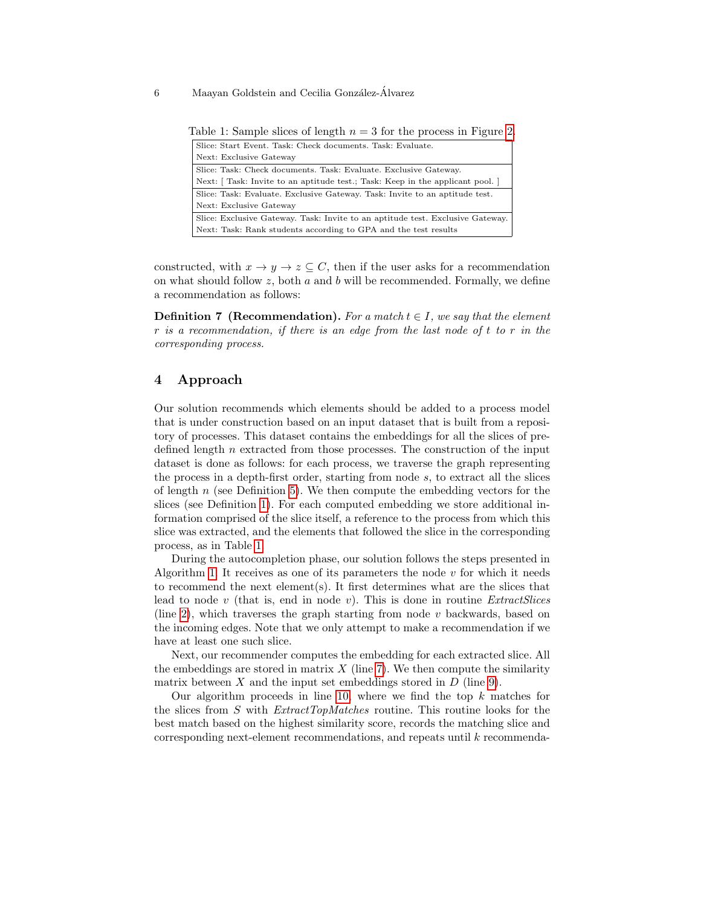Table 1: Sample slices of length $n = 3$ for the process in Figure 2.

| Slice / Next |
|---|
| Slice: Start Event. Task: Check documents. Task: Evaluate.<br>Next: Exclusive Gateway |
| Slice: Task: Check documents. Task: Evaluate. Exclusive Gateway.<br>Next: [ Task: Invite to an aptitude test.; Task: Keep in the applicant pool. ] |
| Slice: Task: Evaluate. Exclusive Gateway. Task: Invite to an aptitude test.<br>Next: Exclusive Gateway |
| Slice: Exclusive Gateway. Task: Invite to an aptitude test. Exclusive Gateway.<br>Next: Task: Rank students according to GPA and the test results |

constructed, with $x \rightarrow y \rightarrow z \subseteq C$, then if the user asks for a recommendation on what should follow $z$, both $a$ and $b$ will be recommended. Formally, we define a recommendation as follows:

**Definition 7 (Recommendation).** *For a match $t \in I$, we say that the element $r$ is a recommendation, if there is an edge from the last node of $t$ to $r$ in the corresponding process.*

## 4 Approach

Our solution recommends which elements should be added to a process model that is under construction based on an input dataset that is built from a repository of processes. This dataset contains the embeddings for all the slices of predefined length $n$ extracted from those processes. The construction of the input dataset is done as follows: for each process, we traverse the graph representing the process in a depth-first order, starting from node $s$, to extract all the slices of length $n$ (see Definition 5). We then compute the embedding vectors for the slices (see Definition 1). For each computed embedding we store additional information comprised of the slice itself, a reference to the process from which this slice was extracted, and the elements that followed the slice in the corresponding process, as in Table 1.

During the autocompletion phase, our solution follows the steps presented in Algorithm 1. It receives as one of its parameters the node $v$ for which it needs to recommend the next element(s). It first determines what are the slices that lead to node $v$ (that is, end in node $v$). This is done in routine *ExtractSlices* (line 2), which traverses the graph starting from node $v$ backwards, based on the incoming edges. Note that we only attempt to make a recommendation if we have at least one such slice.

Next, our recommender computes the embedding for each extracted slice. All the embeddings are stored in matrix $X$ (line 7). We then compute the similarity matrix between $X$ and the input set embeddings stored in $D$ (line 9).

Our algorithm proceeds in line 10, where we find the top $k$ matches for the slices from $S$ with *ExtractTopMatches* routine. This routine looks for the best match based on the highest similarity score, records the matching slice and corresponding next-element recommendations, and repeats until $k$ recommenda-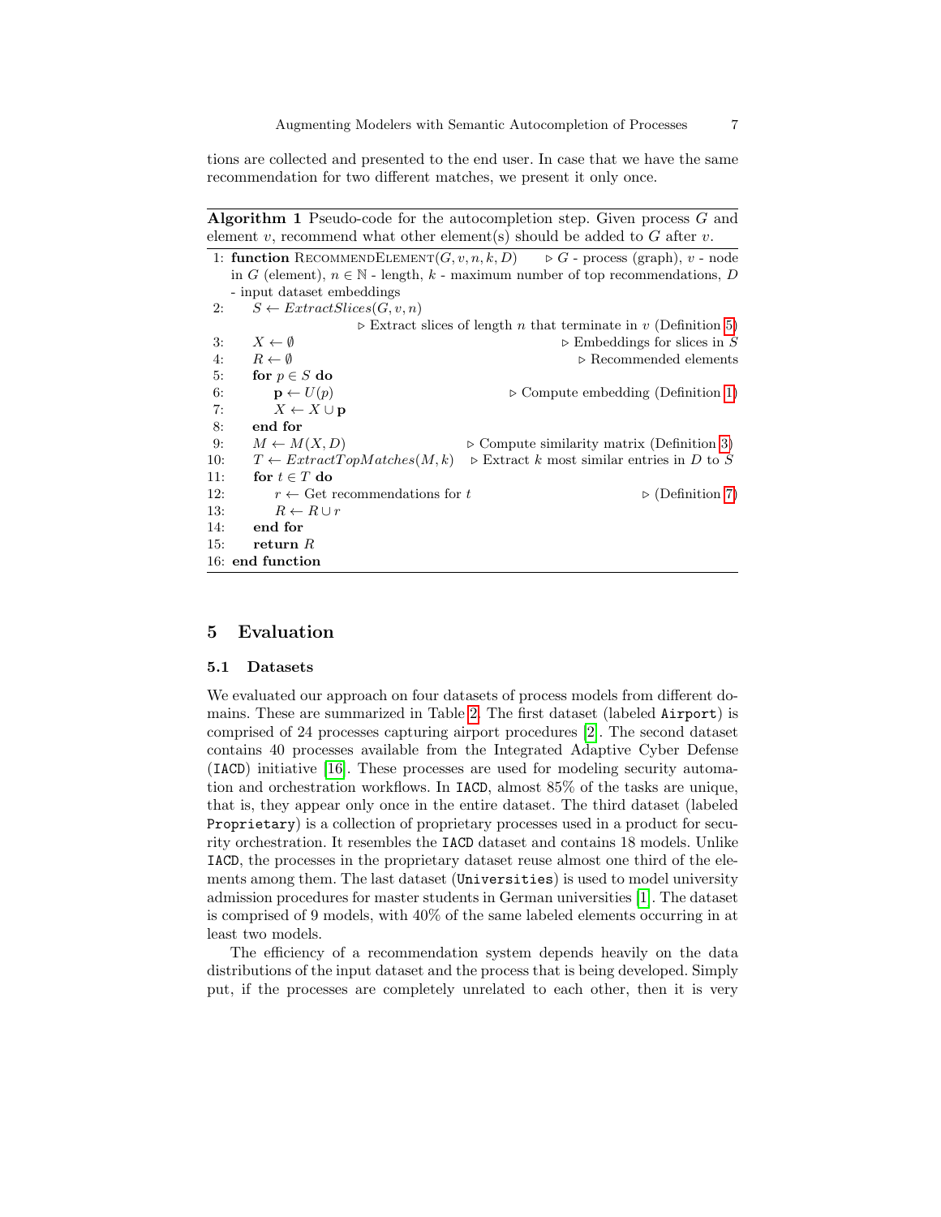tions are collected and presented to the end user. In case that we have the same recommendation for two different matches, we present it only once.

**Algorithm 1** Pseudo-code for the autocompletion step. Given process $G$ and element $v$, recommend what other element(s) should be added to $G$ after $v$.

```
1: function RecommendElement(G, v, n, k, D)    ▷ G - process (graph), v - node
   in G (element), n ∈ ℕ - length, k - maximum number of top recommendations, D
   - input dataset embeddings
2:     S ← ExtractSlices(G, v, n)
                         ▷ Extract slices of length n that terminate in v (Definition 5)
3:     X ← ∅                                            ▷ Embeddings for slices in S
4:     R ← ∅                                              ▷ Recommended elements
5:     for p ∈ S do
6:         p ← U(p)                                 ▷ Compute embedding (Definition 1)
7:         X ← X ∪ p
8:     end for
9:     M ← M(X, D)                          ▷ Compute similarity matrix (Definition 3)
10:    T ← ExtractTopMatches(M, k)   ▷ Extract k most similar entries in D to S
11:    for t ∈ T do
12:        r ← Get recommendations for t                            ▷ (Definition 7)
13:        R ← R ∪ r
14:    end for
15:    return R
16: end function
```

## 5 Evaluation

### 5.1 Datasets

We evaluated our approach on four datasets of process models from different domains. These are summarized in Table 2. The first dataset (labeled `Airport`) is comprised of 24 processes capturing airport procedures [2]. The second dataset contains 40 processes available from the Integrated Adaptive Cyber Defense (`IACD`) initiative [16]. These processes are used for modeling security automation and orchestration workflows. In `IACD`, almost 85% of the tasks are unique, that is, they appear only once in the entire dataset. The third dataset (labeled `Proprietary`) is a collection of proprietary processes used in a product for security orchestration. It resembles the `IACD` dataset and contains 18 models. Unlike `IACD`, the processes in the proprietary dataset reuse almost one third of the elements among them. The last dataset (`Universities`) is used to model university admission procedures for master students in German universities [1]. The dataset is comprised of 9 models, with 40% of the same labeled elements occurring in at least two models.

The efficiency of a recommendation system depends heavily on the data distributions of the input dataset and the process that is being developed. Simply put, if the processes are completely unrelated to each other, then it is very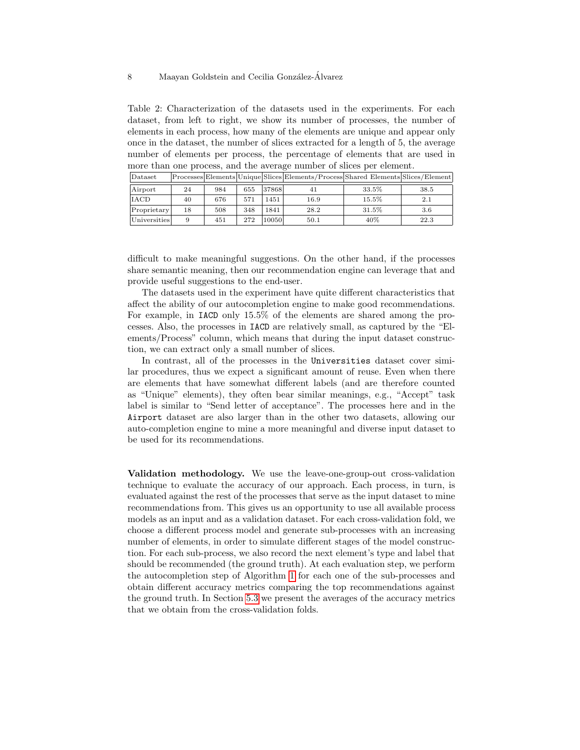Table 2: Characterization of the datasets used in the experiments. For each dataset, from left to right, we show its number of processes, the number of elements in each process, how many of the elements are unique and appear only once in the dataset, the number of slices extracted for a length of 5, the average number of elements per process, the percentage of elements that are used in more than one process, and the average number of slices per element.

| Dataset | Processes | Elements | Unique | Slices | Elements/Process | Shared Elements | Slices/Element |
|---|---|---|---|---|---|---|---|
| Airport | 24 | 984 | 655 | 37868 | 41 | 33.5% | 38.5 |
| IACD | 40 | 676 | 571 | 1451 | 16.9 | 15.5% | 2.1 |
| Proprietary | 18 | 508 | 348 | 1841 | 28.2 | 31.5% | 3.6 |
| Universities | 9 | 451 | 272 | 10050 | 50.1 | 40% | 22.3 |

difficult to make meaningful suggestions. On the other hand, if the processes share semantic meaning, then our recommendation engine can leverage that and provide useful suggestions to the end-user.

The datasets used in the experiment have quite different characteristics that affect the ability of our autocompletion engine to make good recommendations. For example, in `IACD` only 15.5% of the elements are shared among the processes. Also, the processes in `IACD` are relatively small, as captured by the "Elements/Process" column, which means that during the input dataset construction, we can extract only a small number of slices.

In contrast, all of the processes in the `Universities` dataset cover similar procedures, thus we expect a significant amount of reuse. Even when there are elements that have somewhat different labels (and are therefore counted as "Unique" elements), they often bear similar meanings, e.g., "Accept" task label is similar to "Send letter of acceptance". The processes here and in the `Airport` dataset are also larger than in the other two datasets, allowing our auto-completion engine to mine a more meaningful and diverse input dataset to be used for its recommendations.

**Validation methodology.** We use the leave-one-group-out cross-validation technique to evaluate the accuracy of our approach. Each process, in turn, is evaluated against the rest of the processes that serve as the input dataset to mine recommendations from. This gives us an opportunity to use all available process models as an input and as a validation dataset. For each cross-validation fold, we choose a different process model and generate sub-processes with an increasing number of elements, in order to simulate different stages of the model construction. For each sub-process, we also record the next element's type and label that should be recommended (the ground truth). At each evaluation step, we perform the autocompletion step of Algorithm 1 for each one of the sub-processes and obtain different accuracy metrics comparing the top recommendations against the ground truth. In Section 5.3 we present the averages of the accuracy metrics that we obtain from the cross-validation folds.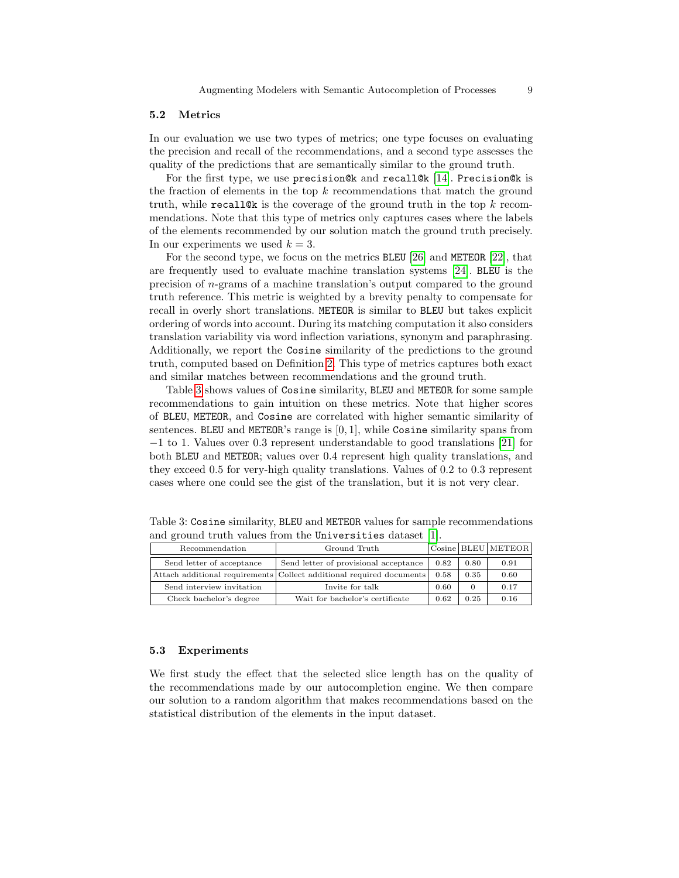### 5.2 Metrics

In our evaluation we use two types of metrics; one type focuses on evaluating the precision and recall of the recommendations, and a second type assesses the quality of the predictions that are semantically similar to the ground truth.

For the first type, we use `precision@k` and `recall@k` [14]. `Precision@k` is the fraction of elements in the top $k$ recommendations that match the ground truth, while `recall@k` is the coverage of the ground truth in the top $k$ recommendations. Note that this type of metrics only captures cases where the labels of the elements recommended by our solution match the ground truth precisely. In our experiments we used $k = 3$.

For the second type, we focus on the metrics `BLEU` [26] and `METEOR` [22], that are frequently used to evaluate machine translation systems [24]. `BLEU` is the precision of $n$-grams of a machine translation's output compared to the ground truth reference. This metric is weighted by a brevity penalty to compensate for recall in overly short translations. `METEOR` is similar to `BLEU` but takes explicit ordering of words into account. During its matching computation it also considers translation variability via word inflection variations, synonym and paraphrasing. Additionally, we report the `Cosine` similarity of the predictions to the ground truth, computed based on Definition 2. This type of metrics captures both exact and similar matches between recommendations and the ground truth.

Table 3 shows values of `Cosine` similarity, `BLEU` and `METEOR` for some sample recommendations to gain intuition on these metrics. Note that higher scores of `BLEU`, `METEOR`, and `Cosine` are correlated with higher semantic similarity of sentences. `BLEU` and `METEOR`'s range is $[0, 1]$, while `Cosine` similarity spans from $-1$ to 1. Values over 0.3 represent understandable to good translations [21] for both `BLEU` and `METEOR`; values over 0.4 represent high quality translations, and they exceed 0.5 for very-high quality translations. Values of 0.2 to 0.3 represent cases where one could see the gist of the translation, but it is not very clear.

Table 3: `Cosine` similarity, `BLEU` and `METEOR` values for sample recommendations and ground truth values from the `Universities` dataset [1].

| Recommendation | Ground Truth | Cosine | BLEU | METEOR |
|---|---|---|---|---|
| Send letter of acceptance | Send letter of provisional acceptance | 0.82 | 0.80 | 0.91 |
| Attach additional requirements | Collect additional required documents | 0.58 | 0.35 | 0.60 |
| Send interview invitation | Invite for talk | 0.60 | 0 | 0.17 |
| Check bachelor's degree | Wait for bachelor's certificate | 0.62 | 0.25 | 0.16 |

### 5.3 Experiments

We first study the effect that the selected slice length has on the quality of the recommendations made by our autocompletion engine. We then compare our solution to a random algorithm that makes recommendations based on the statistical distribution of the elements in the input dataset.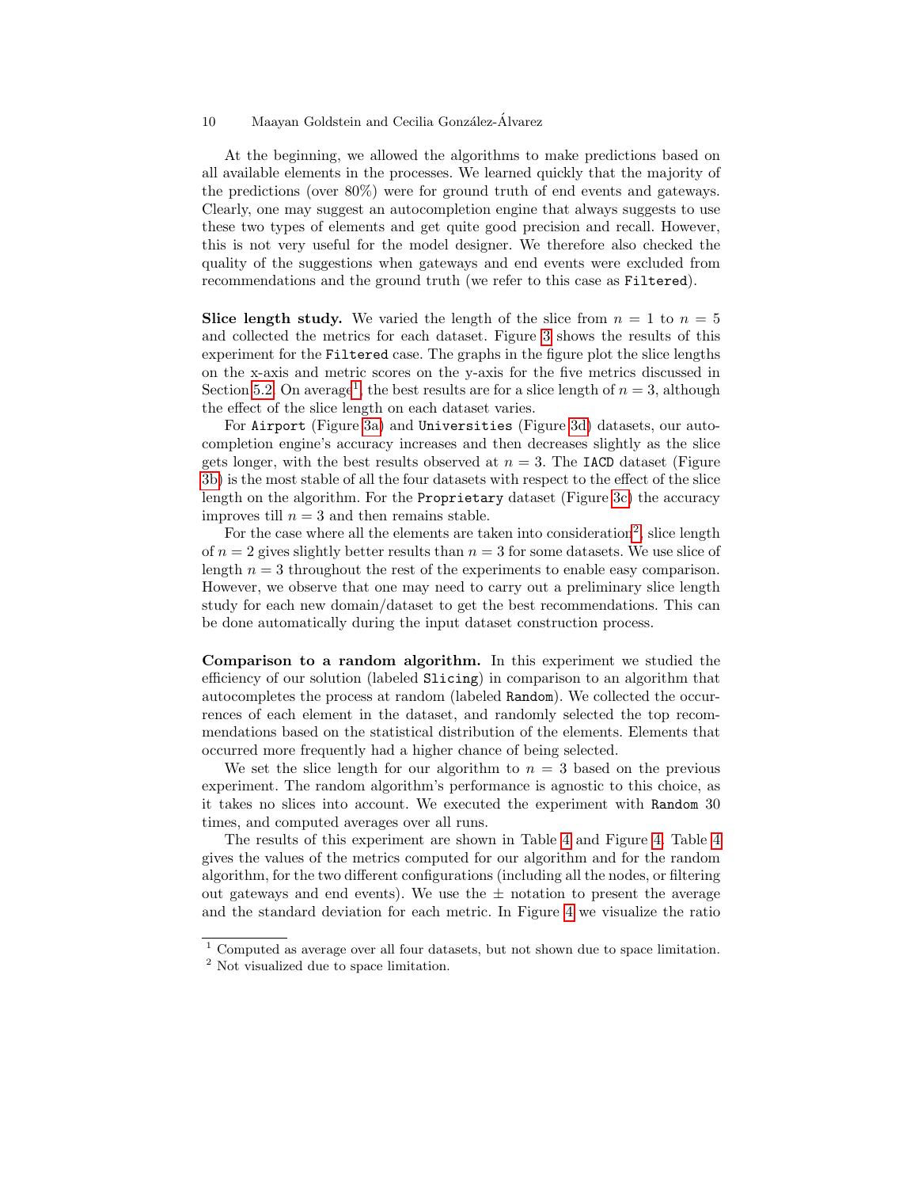At the beginning, we allowed the algorithms to make predictions based on all available elements in the processes. We learned quickly that the majority of the predictions (over 80%) were for ground truth of end events and gateways. Clearly, one may suggest an autocompletion engine that always suggests to use these two types of elements and get quite good precision and recall. However, this is not very useful for the model designer. We therefore also checked the quality of the suggestions when gateways and end events were excluded from recommendations and the ground truth (we refer to this case as `Filtered`).

**Slice length study.** We varied the length of the slice from $n = 1$ to $n = 5$ and collected the metrics for each dataset. Figure 3 shows the results of this experiment for the `Filtered` case. The graphs in the figure plot the slice lengths on the x-axis and metric scores on the y-axis for the five metrics discussed in Section 5.2. On average[1], the best results are for a slice length of $n = 3$, although the effect of the slice length on each dataset varies.

For `Airport` (Figure 3a) and `Universities` (Figure 3d) datasets, our autocompletion engine's accuracy increases and then decreases slightly as the slice gets longer, with the best results observed at $n = 3$. The `IACD` dataset (Figure 3b) is the most stable of all the four datasets with respect to the effect of the slice length on the algorithm. For the `Proprietary` dataset (Figure 3c) the accuracy improves till $n = 3$ and then remains stable.

For the case where all the elements are taken into consideration[2], slice length of $n = 2$ gives slightly better results than $n = 3$ for some datasets. We use slice of length $n = 3$ throughout the rest of the experiments to enable easy comparison. However, we observe that one may need to carry out a preliminary slice length study for each new domain/dataset to get the best recommendations. This can be done automatically during the input dataset construction process.

**Comparison to a random algorithm.** In this experiment we studied the efficiency of our solution (labeled `Slicing`) in comparison to an algorithm that autocompletes the process at random (labeled `Random`). We collected the occurrences of each element in the dataset, and randomly selected the top recommendations based on the statistical distribution of the elements. Elements that occurred more frequently had a higher chance of being selected.

We set the slice length for our algorithm to $n = 3$ based on the previous experiment. The random algorithm's performance is agnostic to this choice, as it takes no slices into account. We executed the experiment with `Random` 30 times, and computed averages over all runs.

The results of this experiment are shown in Table 4 and Figure 4. Table 4 gives the values of the metrics computed for our algorithm and for the random algorithm, for the two different configurations (including all the nodes, or filtering out gateways and end events). We use the $\pm$ notation to present the average and the standard deviation for each metric. In Figure 4 we visualize the ratio

[1] Computed as average over all four datasets, but not shown due to space limitation.

[2] Not visualized due to space limitation.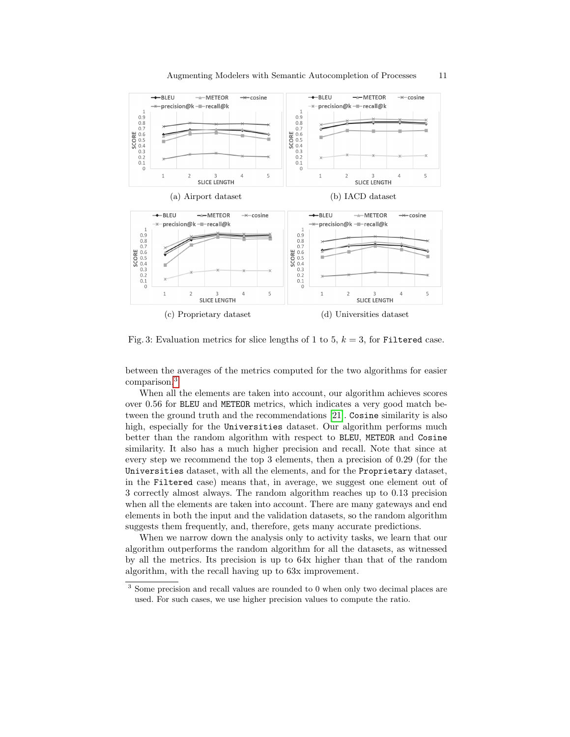(a) Airport dataset

(b) IACD dataset

(c) Proprietary dataset

(d) Universities dataset

Fig. 3: Evaluation metrics for slice lengths of 1 to 5, $k = 3$, for `Filtered` case.

between the averages of the metrics computed for the two algorithms for easier comparison.[3]

When all the elements are taken into account, our algorithm achieves scores over 0.56 for `BLEU` and `METEOR` metrics, which indicates a very good match between the ground truth and the recommendations [21]. `Cosine` similarity is also high, especially for the `Universities` dataset. Our algorithm performs much better than the random algorithm with respect to `BLEU`, `METEOR` and `Cosine` similarity. It also has a much higher precision and recall. Note that since at every step we recommend the top 3 elements, then a precision of 0.29 (for the `Universities` dataset, with all the elements, and for the `Proprietary` dataset, in the `Filtered` case) means that, in average, we suggest one element out of 3 correctly almost always. The random algorithm reaches up to 0.13 precision when all the elements are taken into account. There are many gateways and end elements in both the input and the validation datasets, so the random algorithm suggests them frequently, and, therefore, gets many accurate predictions.

When we narrow down the analysis only to activity tasks, we learn that our algorithm outperforms the random algorithm for all the datasets, as witnessed by all the metrics. Its precision is up to 64x higher than that of the random algorithm, with the recall having up to 63x improvement.

[3] Some precision and recall values are rounded to 0 when only two decimal places are used. For such cases, we use higher precision values to compute the ratio.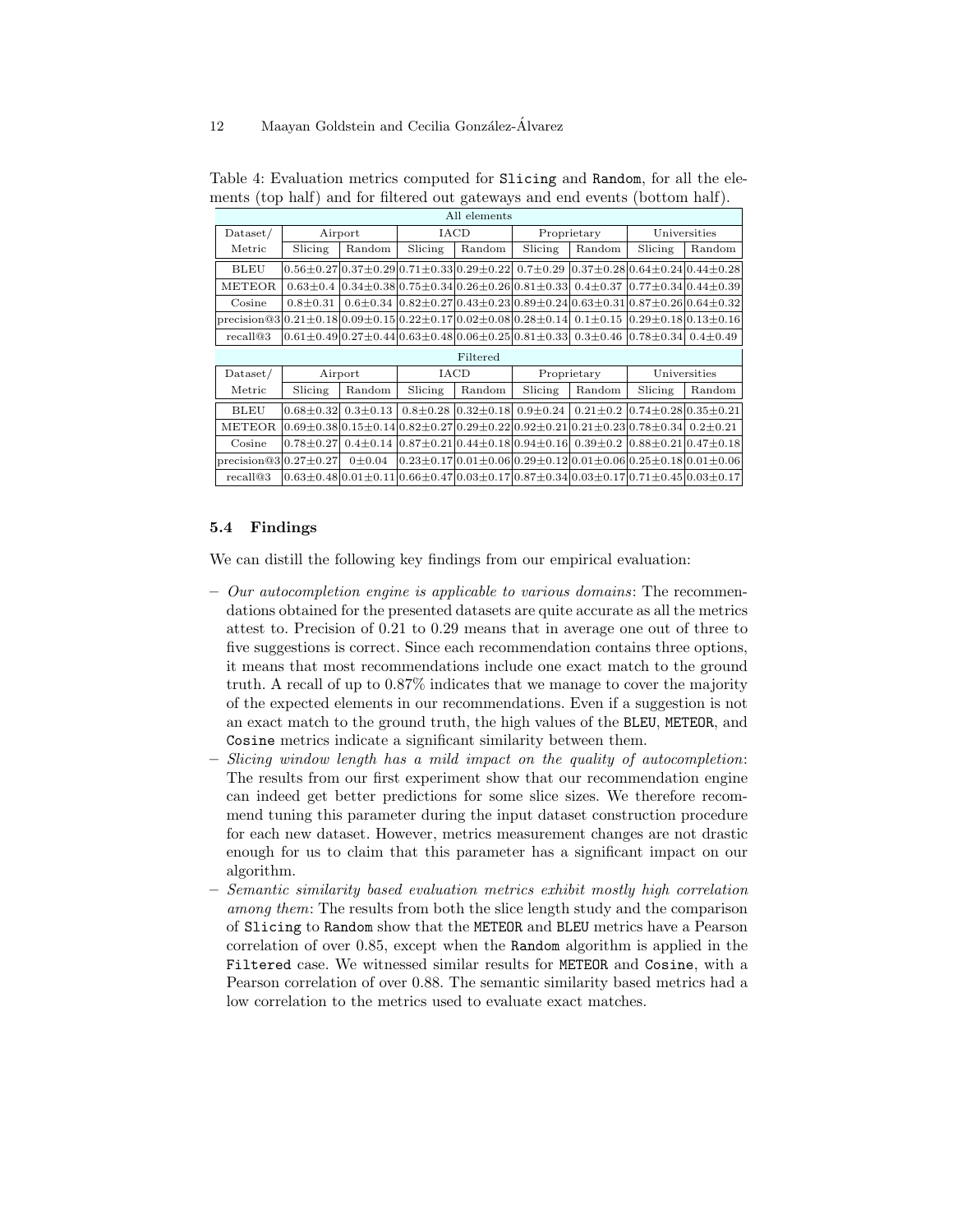Table 4: Evaluation metrics computed for `Slicing` and `Random`, for all the elements (top half) and for filtered out gateways and end events (bottom half).

| All elements | | | | | | | | |
|---|---|---|---|---|---|---|---|---|
| Dataset/ | Airport | | IACD | | Proprietary | | Universities | |
| Metric | Slicing | Random | Slicing | Random | Slicing | Random | Slicing | Random |
| BLEU | $0.56{\pm}0.27$ | $0.37{\pm}0.29$ | $0.71{\pm}0.33$ | $0.29{\pm}0.22$ | $0.7{\pm}0.29$ | $0.37{\pm}0.28$ | $0.64{\pm}0.24$ | $0.44{\pm}0.28$ |
| METEOR | $0.63{\pm}0.4$ | $0.34{\pm}0.38$ | $0.75{\pm}0.34$ | $0.26{\pm}0.26$ | $0.81{\pm}0.33$ | $0.4{\pm}0.37$ | $0.77{\pm}0.34$ | $0.44{\pm}0.39$ |
| Cosine | $0.8{\pm}0.31$ | $0.6{\pm}0.34$ | $0.82{\pm}0.27$ | $0.43{\pm}0.23$ | $0.89{\pm}0.24$ | $0.63{\pm}0.31$ | $0.87{\pm}0.26$ | $0.64{\pm}0.32$ |
| precision@3 | $0.21{\pm}0.18$ | $0.09{\pm}0.15$ | $0.22{\pm}0.17$ | $0.02{\pm}0.08$ | $0.28{\pm}0.14$ | $0.1{\pm}0.15$ | $0.29{\pm}0.18$ | $0.13{\pm}0.16$ |
| recall@3 | $0.61{\pm}0.49$ | $0.27{\pm}0.44$ | $0.63{\pm}0.48$ | $0.06{\pm}0.25$ | $0.81{\pm}0.33$ | $0.3{\pm}0.46$ | $0.78{\pm}0.34$ | $0.4{\pm}0.49$ |
| Filtered | | | | | | | | |
| Dataset/ | Airport | | IACD | | Proprietary | | Universities | |
| Metric | Slicing | Random | Slicing | Random | Slicing | Random | Slicing | Random |
| BLEU | $0.68{\pm}0.32$ | $0.3{\pm}0.13$ | $0.8{\pm}0.28$ | $0.32{\pm}0.18$ | $0.9{\pm}0.24$ | $0.21{\pm}0.2$ | $0.74{\pm}0.28$ | $0.35{\pm}0.21$ |
| METEOR | $0.69{\pm}0.38$ | $0.15{\pm}0.14$ | $0.82{\pm}0.27$ | $0.29{\pm}0.22$ | $0.92{\pm}0.21$ | $0.21{\pm}0.23$ | $0.78{\pm}0.34$ | $0.2{\pm}0.21$ |
| Cosine | $0.78{\pm}0.27$ | $0.4{\pm}0.14$ | $0.87{\pm}0.21$ | $0.44{\pm}0.18$ | $0.94{\pm}0.16$ | $0.39{\pm}0.2$ | $0.88{\pm}0.21$ | $0.47{\pm}0.18$ |
| precision@3 | $0.27{\pm}0.27$ | $0{\pm}0.04$ | $0.23{\pm}0.17$ | $0.01{\pm}0.06$ | $0.29{\pm}0.12$ | $0.01{\pm}0.06$ | $0.25{\pm}0.18$ | $0.01{\pm}0.06$ |
| recall@3 | $0.63{\pm}0.48$ | $0.01{\pm}0.11$ | $0.66{\pm}0.47$ | $0.03{\pm}0.17$ | $0.87{\pm}0.34$ | $0.03{\pm}0.17$ | $0.71{\pm}0.45$ | $0.03{\pm}0.17$ |

### 5.4 Findings

We can distill the following key findings from our empirical evaluation:

- *Our autocompletion engine is applicable to various domains*: The recommendations obtained for the presented datasets are quite accurate as all the metrics attest to. Precision of 0.21 to 0.29 means that in average one out of three to five suggestions is correct. Since each recommendation contains three options, it means that most recommendations include one exact match to the ground truth. A recall of up to 0.87% indicates that we manage to cover the majority of the expected elements in our recommendations. Even if a suggestion is not an exact match to the ground truth, the high values of the `BLEU`, `METEOR`, and `Cosine` metrics indicate a significant similarity between them.
- *Slicing window length has a mild impact on the quality of autocompletion*: The results from our first experiment show that our recommendation engine can indeed get better predictions for some slice sizes. We therefore recommend tuning this parameter during the input dataset construction procedure for each new dataset. However, metrics measurement changes are not drastic enough for us to claim that this parameter has a significant impact on our algorithm.
- *Semantic similarity based evaluation metrics exhibit mostly high correlation among them*: The results from both the slice length study and the comparison of `Slicing` to `Random` show that the `METEOR` and `BLEU` metrics have a Pearson correlation of over 0.85, except when the `Random` algorithm is applied in the `Filtered` case. We witnessed similar results for `METEOR` and `Cosine`, with a Pearson correlation of over 0.88. The semantic similarity based metrics had a low correlation to the metrics used to evaluate exact matches.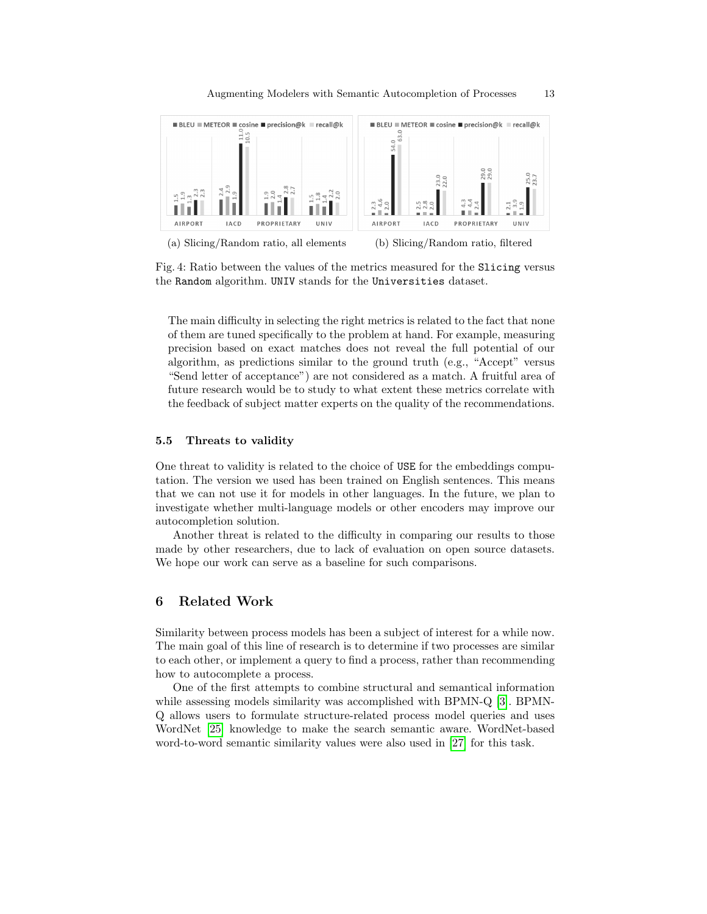(a) Slicing/Random ratio, all elements

| | BLEU | METEOR | cosine | precision@k | recall@k |
|---|---|---|---|---|---|
| AIRPORT | 1.5 | 1.9 | 1.3 | 2.3 | 2.3 |
| IACD | 2.4 | 2.9 | 1.9 | 11.0 | 10.5 |
| PROPRIETARY | 1.9 | 2.0 | 1.4 | 2.8 | 2.7 |
| UNIV | 1.5 | 1.8 | 1.4 | 2.2 | 2.0 |

(b) Slicing/Random ratio, filtered

| | BLEU | METEOR | cosine | precision@k | recall@k |
|---|---|---|---|---|---|
| AIRPORT | 2.3 | 4.6 | 2.0 | 54.0 | 63.0 |
| IACD | 2.5 | 2.8 | 2.0 | 23.0 | 22.0 |
| PROPRIETARY | 4.3 | 4.4 | 2.4 | 29.0 | 29.0 |
| UNIV | 2.1 | 3.9 | 1.9 | 25.0 | 23.7 |

Fig. 4: Ratio between the values of the metrics measured for the Slicing versus the Random algorithm. UNIV stands for the Universities dataset.

The main difficulty in selecting the right metrics is related to the fact that none of them are tuned specifically to the problem at hand. For example, measuring precision based on exact matches does not reveal the full potential of our algorithm, as predictions similar to the ground truth (e.g., "Accept" versus "Send letter of acceptance") are not considered as a match. A fruitful area of future research would be to study to what extent these metrics correlate with the feedback of subject matter experts on the quality of the recommendations.

### 5.5 Threats to validity

One threat to validity is related to the choice of USE for the embeddings computation. The version we used has been trained on English sentences. This means that we can not use it for models in other languages. In the future, we plan to investigate whether multi-language models or other encoders may improve our autocompletion solution.

Another threat is related to the difficulty in comparing our results to those made by other researchers, due to lack of evaluation on open source datasets. We hope our work can serve as a baseline for such comparisons.

## 6 Related Work

Similarity between process models has been a subject of interest for a while now. The main goal of this line of research is to determine if two processes are similar to each other, or implement a query to find a process, rather than recommending how to autocomplete a process.

One of the first attempts to combine structural and semantical information while assessing models similarity was accomplished with BPMN-Q [3]. BPMN-Q allows users to formulate structure-related process model queries and uses WordNet [25] knowledge to make the search semantic aware. WordNet-based word-to-word semantic similarity values were also used in [27] for this task.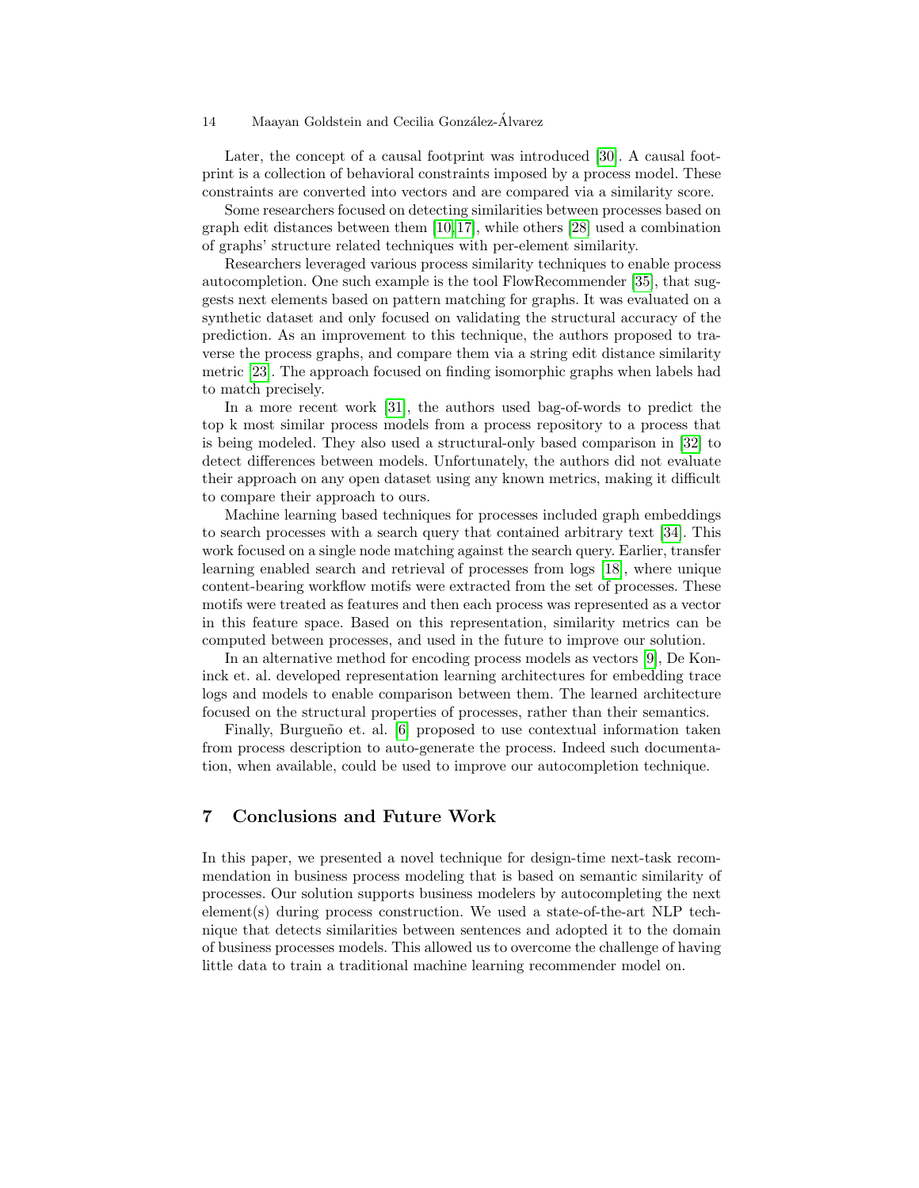Later, the concept of a causal footprint was introduced [30]. A causal footprint is a collection of behavioral constraints imposed by a process model. These constraints are converted into vectors and are compared via a similarity score.

Some researchers focused on detecting similarities between processes based on graph edit distances between them [10,17], while others [28] used a combination of graphs' structure related techniques with per-element similarity.

Researchers leveraged various process similarity techniques to enable process autocompletion. One such example is the tool FlowRecommender [35], that suggests next elements based on pattern matching for graphs. It was evaluated on a synthetic dataset and only focused on validating the structural accuracy of the prediction. As an improvement to this technique, the authors proposed to traverse the process graphs, and compare them via a string edit distance similarity metric [23]. The approach focused on finding isomorphic graphs when labels had to match precisely.

In a more recent work [31], the authors used bag-of-words to predict the top k most similar process models from a process repository to a process that is being modeled. They also used a structural-only based comparison in [32] to detect differences between models. Unfortunately, the authors did not evaluate their approach on any open dataset using any known metrics, making it difficult to compare their approach to ours.

Machine learning based techniques for processes included graph embeddings to search processes with a search query that contained arbitrary text [34]. This work focused on a single node matching against the search query. Earlier, transfer learning enabled search and retrieval of processes from logs [18], where unique content-bearing workflow motifs were extracted from the set of processes. These motifs were treated as features and then each process was represented as a vector in this feature space. Based on this representation, similarity metrics can be computed between processes, and used in the future to improve our solution.

In an alternative method for encoding process models as vectors [9], De Koninck et. al. developed representation learning architectures for embedding trace logs and models to enable comparison between them. The learned architecture focused on the structural properties of processes, rather than their semantics.

Finally, Burgueño et. al. [6] proposed to use contextual information taken from process description to auto-generate the process. Indeed such documentation, when available, could be used to improve our autocompletion technique.

## 7 Conclusions and Future Work

In this paper, we presented a novel technique for design-time next-task recommendation in business process modeling that is based on semantic similarity of processes. Our solution supports business modelers by autocompleting the next element(s) during process construction. We used a state-of-the-art NLP technique that detects similarities between sentences and adopted it to the domain of business processes models. This allowed us to overcome the challenge of having little data to train a traditional machine learning recommender model on.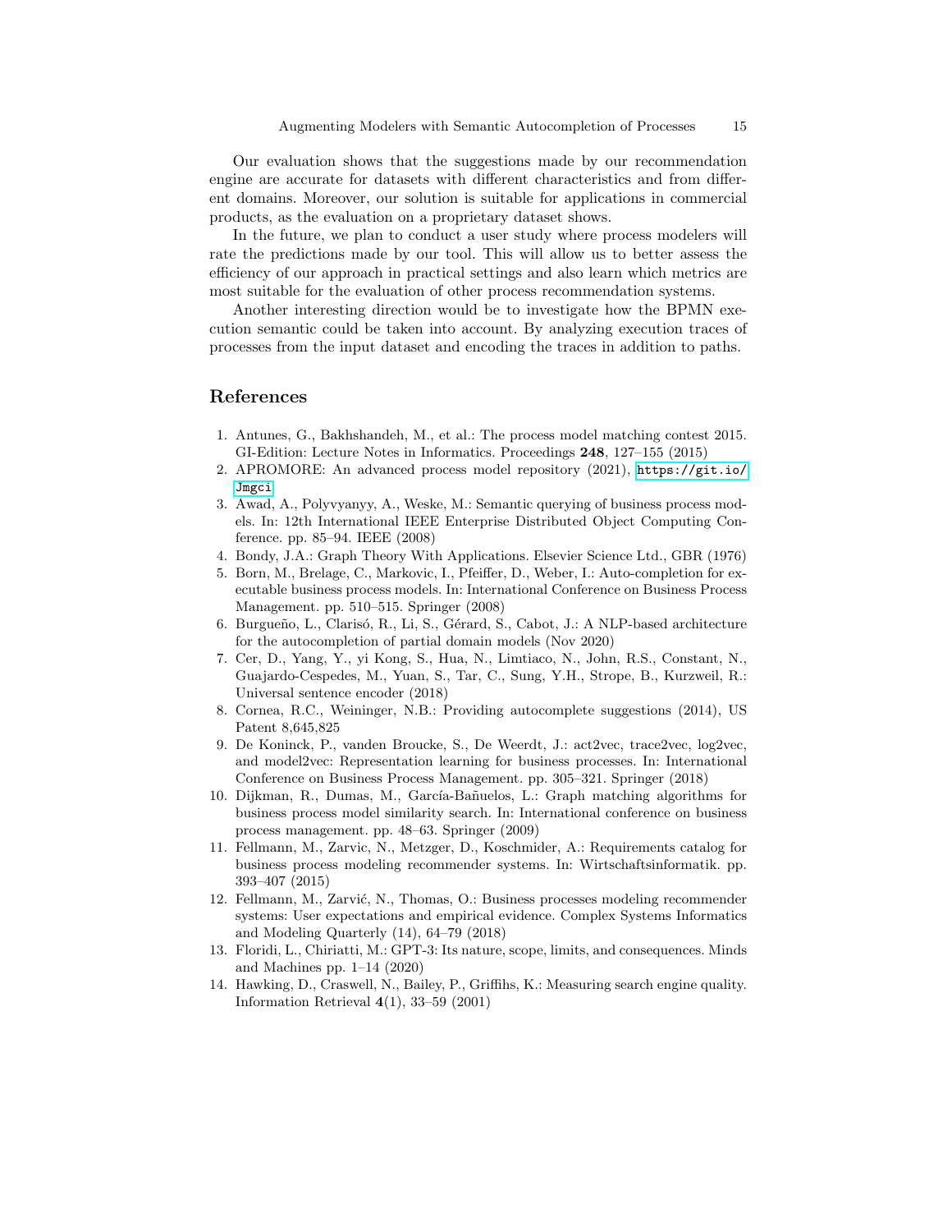Our evaluation shows that the suggestions made by our recommendation engine are accurate for datasets with different characteristics and from different domains. Moreover, our solution is suitable for applications in commercial products, as the evaluation on a proprietary dataset shows.

In the future, we plan to conduct a user study where process modelers will rate the predictions made by our tool. This will allow us to better assess the efficiency of our approach in practical settings and also learn which metrics are most suitable for the evaluation of other process recommendation systems.

Another interesting direction would be to investigate how the BPMN execution semantic could be taken into account. By analyzing execution traces of processes from the input dataset and encoding the traces in addition to paths.

## References

1. Antunes, G., Bakhshandeh, M., et al.: The process model matching contest 2015. GI-Edition: Lecture Notes in Informatics. Proceedings **248**, 127–155 (2015)
2. APROMORE: An advanced process model repository (2021), `https://git.io/Jmgci`
3. Awad, A., Polyvyanyy, A., Weske, M.: Semantic querying of business process models. In: 12th International IEEE Enterprise Distributed Object Computing Conference. pp. 85–94. IEEE (2008)
4. Bondy, J.A.: Graph Theory With Applications. Elsevier Science Ltd., GBR (1976)
5. Born, M., Brelage, C., Markovic, I., Pfeiffer, D., Weber, I.: Auto-completion for executable business process models. In: International Conference on Business Process Management. pp. 510–515. Springer (2008)
6. Burgueño, L., Clarisó, R., Li, S., Gérard, S., Cabot, J.: A NLP-based architecture for the autocompletion of partial domain models (Nov 2020)
7. Cer, D., Yang, Y., yi Kong, S., Hua, N., Limtiaco, N., John, R.S., Constant, N., Guajardo-Cespedes, M., Yuan, S., Tar, C., Sung, Y.H., Strope, B., Kurzweil, R.: Universal sentence encoder (2018)
8. Cornea, R.C., Weininger, N.B.: Providing autocomplete suggestions (2014), US Patent 8,645,825
9. De Koninck, P., vanden Broucke, S., De Weerdt, J.: act2vec, trace2vec, log2vec, and model2vec: Representation learning for business processes. In: International Conference on Business Process Management. pp. 305–321. Springer (2018)
10. Dijkman, R., Dumas, M., García-Bañuelos, L.: Graph matching algorithms for business process model similarity search. In: International conference on business process management. pp. 48–63. Springer (2009)
11. Fellmann, M., Zarvic, N., Metzger, D., Koschmider, A.: Requirements catalog for business process modeling recommender systems. In: Wirtschaftsinformatik. pp. 393–407 (2015)
12. Fellmann, M., Zarvić, N., Thomas, O.: Business processes modeling recommender systems: User expectations and empirical evidence. Complex Systems Informatics and Modeling Quarterly (14), 64–79 (2018)
13. Floridi, L., Chiriatti, M.: GPT-3: Its nature, scope, limits, and consequences. Minds and Machines pp. 1–14 (2020)
14. Hawking, D., Craswell, N., Bailey, P., Griffihs, K.: Measuring search engine quality. Information Retrieval **4**(1), 33–59 (2001)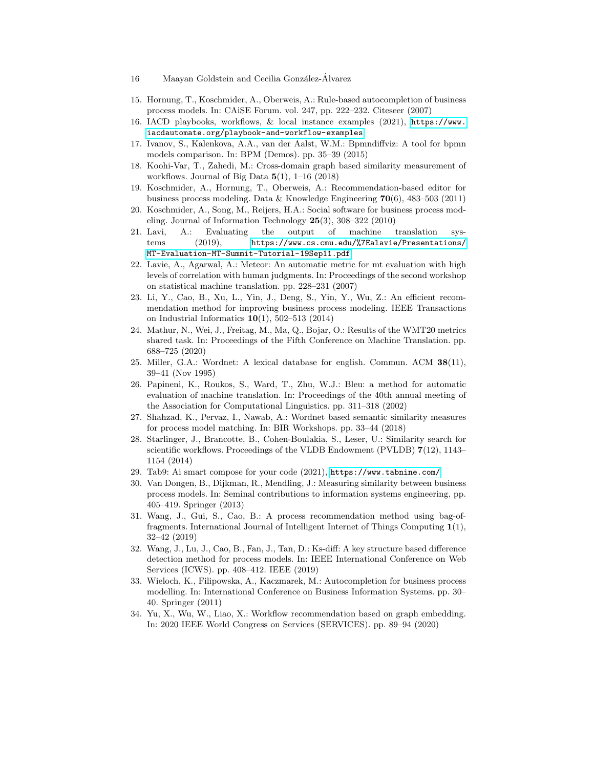15. Hornung, T., Koschmider, A., Oberweis, A.: Rule-based autocompletion of business process models. In: CAiSE Forum. vol. 247, pp. 222–232. Citeseer (2007)
16. IACD playbooks, workflows, & local instance examples (2021), https://www.iacdautomate.org/playbook-and-workflow-examples
17. Ivanov, S., Kalenkova, A.A., van der Aalst, W.M.: Bpmndiffviz: A tool for bpmn models comparison. In: BPM (Demos). pp. 35–39 (2015)
18. Koohi-Var, T., Zahedi, M.: Cross-domain graph based similarity measurement of workflows. Journal of Big Data **5**(1), 1–16 (2018)
19. Koschmider, A., Hornung, T., Oberweis, A.: Recommendation-based editor for business process modeling. Data & Knowledge Engineering **70**(6), 483–503 (2011)
20. Koschmider, A., Song, M., Reijers, H.A.: Social software for business process modeling. Journal of Information Technology **25**(3), 308–322 (2010)
21. Lavi, A.: Evaluating the output of machine translation systems (2019), https://www.cs.cmu.edu/%7Ealavie/Presentations/MT-Evaluation-MT-Summit-Tutorial-19Sep11.pdf
22. Lavie, A., Agarwal, A.: Meteor: An automatic metric for mt evaluation with high levels of correlation with human judgments. In: Proceedings of the second workshop on statistical machine translation. pp. 228–231 (2007)
23. Li, Y., Cao, B., Xu, L., Yin, J., Deng, S., Yin, Y., Wu, Z.: An efficient recommendation method for improving business process modeling. IEEE Transactions on Industrial Informatics **10**(1), 502–513 (2014)
24. Mathur, N., Wei, J., Freitag, M., Ma, Q., Bojar, O.: Results of the WMT20 metrics shared task. In: Proceedings of the Fifth Conference on Machine Translation. pp. 688–725 (2020)
25. Miller, G.A.: Wordnet: A lexical database for english. Commun. ACM **38**(11), 39–41 (Nov 1995)
26. Papineni, K., Roukos, S., Ward, T., Zhu, W.J.: Bleu: a method for automatic evaluation of machine translation. In: Proceedings of the 40th annual meeting of the Association for Computational Linguistics. pp. 311–318 (2002)
27. Shahzad, K., Pervaz, I., Nawab, A.: Wordnet based semantic similarity measures for process model matching. In: BIR Workshops. pp. 33–44 (2018)
28. Starlinger, J., Brancotte, B., Cohen-Boulakia, S., Leser, U.: Similarity search for scientific workflows. Proceedings of the VLDB Endowment (PVLDB) **7**(12), 1143–1154 (2014)
29. Tab9: Ai smart compose for your code (2021), https://www.tabnine.com/
30. Van Dongen, B., Dijkman, R., Mendling, J.: Measuring similarity between business process models. In: Seminal contributions to information systems engineering, pp. 405–419. Springer (2013)
31. Wang, J., Gui, S., Cao, B.: A process recommendation method using bag-of-fragments. International Journal of Intelligent Internet of Things Computing **1**(1), 32–42 (2019)
32. Wang, J., Lu, J., Cao, B., Fan, J., Tan, D.: Ks-diff: A key structure based difference detection method for process models. In: IEEE International Conference on Web Services (ICWS). pp. 408–412. IEEE (2019)
33. Wieloch, K., Filipowska, A., Kaczmarek, M.: Autocompletion for business process modelling. In: International Conference on Business Information Systems. pp. 30–40. Springer (2011)
34. Yu, X., Wu, W., Liao, X.: Workflow recommendation based on graph embedding. In: 2020 IEEE World Congress on Services (SERVICES). pp. 89–94 (2020)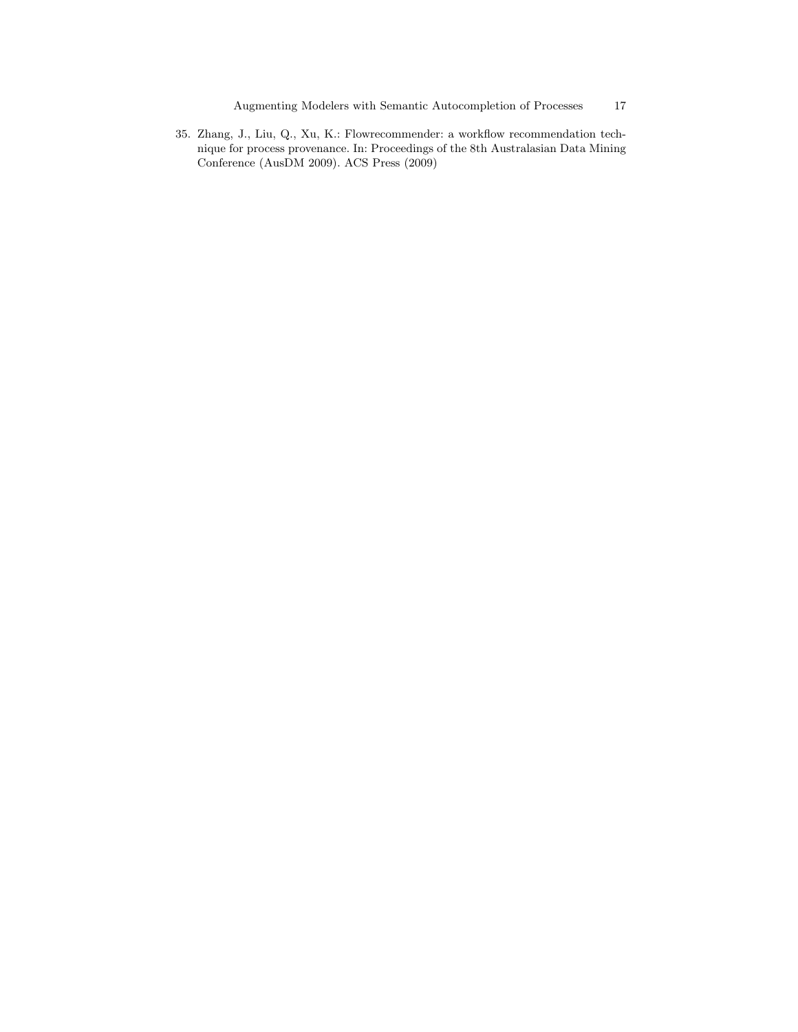35. Zhang, J., Liu, Q., Xu, K.: Flowrecommender: a workflow recommendation technique for process provenance. In: Proceedings of the 8th Australasian Data Mining Conference (AusDM 2009). ACS Press (2009)